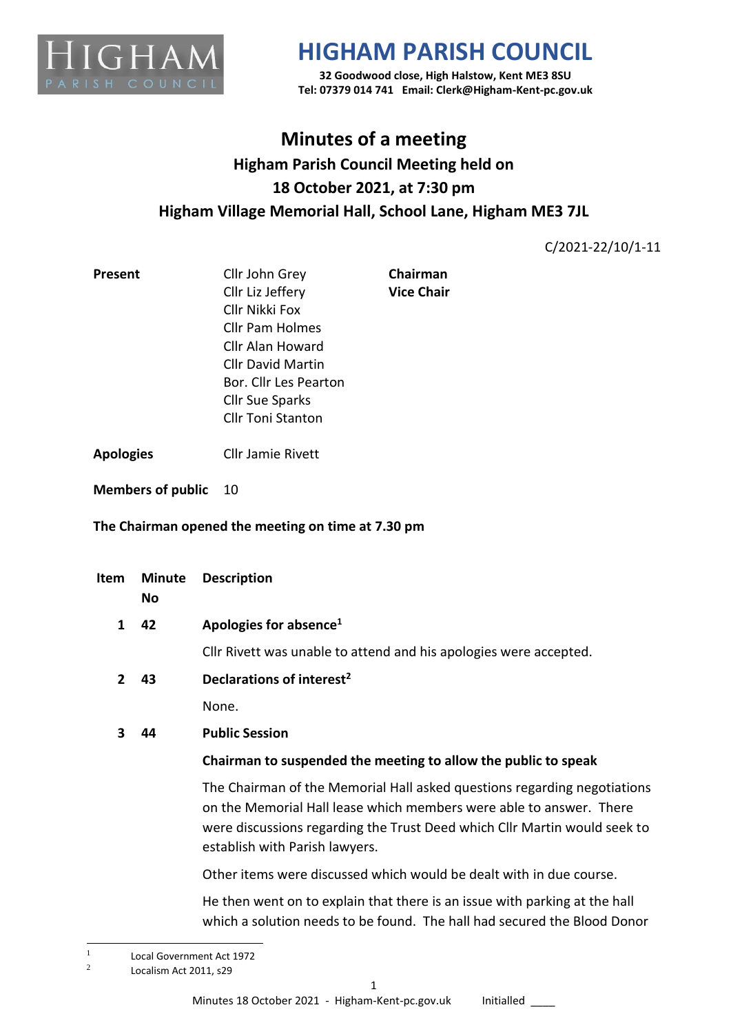# HIGHAM PARISH COUNCIL

**32 Goodwood close, High Halstow, Kent ME3 8SU**
**Tel: 07379 014 741 Email: Clerk@Higham-Kent-pc.gov.uk**

## Minutes of a meeting

### Higham Parish Council Meeting held on 18 October 2021, at 7:30 pm Higham Village Memorial Hall, School Lane, Higham ME3 7JL

C/2021-22/10/1-11

| | | |
|---|---|---|
| **Present** | Cllr John Grey | **Chairman** |
| | Cllr Liz Jeffery | **Vice Chair** |
| | Cllr Nikki Fox | |
| | Cllr Pam Holmes | |
| | Cllr Alan Howard | |
| | Cllr David Martin | |
| | Bor. Cllr Les Pearton | |
| | Cllr Sue Sparks | |
| | Cllr Toni Stanton | |
| **Apologies** | Cllr Jamie Rivett | |
| **Members of public** | 10 | |

**The Chairman opened the meeting on time at 7.30 pm**

| Item | Minute No | Description |
|---|---|---|
| 1 | 42 | **Apologies for absence**[1] |
| | | Cllr Rivett was unable to attend and his apologies were accepted. |
| 2 | 43 | **Declarations of interest**[2] |
| | | None. |
| 3 | 44 | **Public Session** |
| | | **Chairman to suspended the meeting to allow the public to speak** |
| | | The Chairman of the Memorial Hall asked questions regarding negotiations on the Memorial Hall lease which members were able to answer. There were discussions regarding the Trust Deed which Cllr Martin would seek to establish with Parish lawyers. |
| | | Other items were discussed which would be dealt with in due course. |
| | | He then went on to explain that there is an issue with parking at the hall which a solution needs to be found. The hall had secured the Blood Donor |

[1] Local Government Act 1972

[2] Localism Act 2011, s29

Minutes 18 October 2021 - Higham-Kent-pc.gov.uk Initialled ____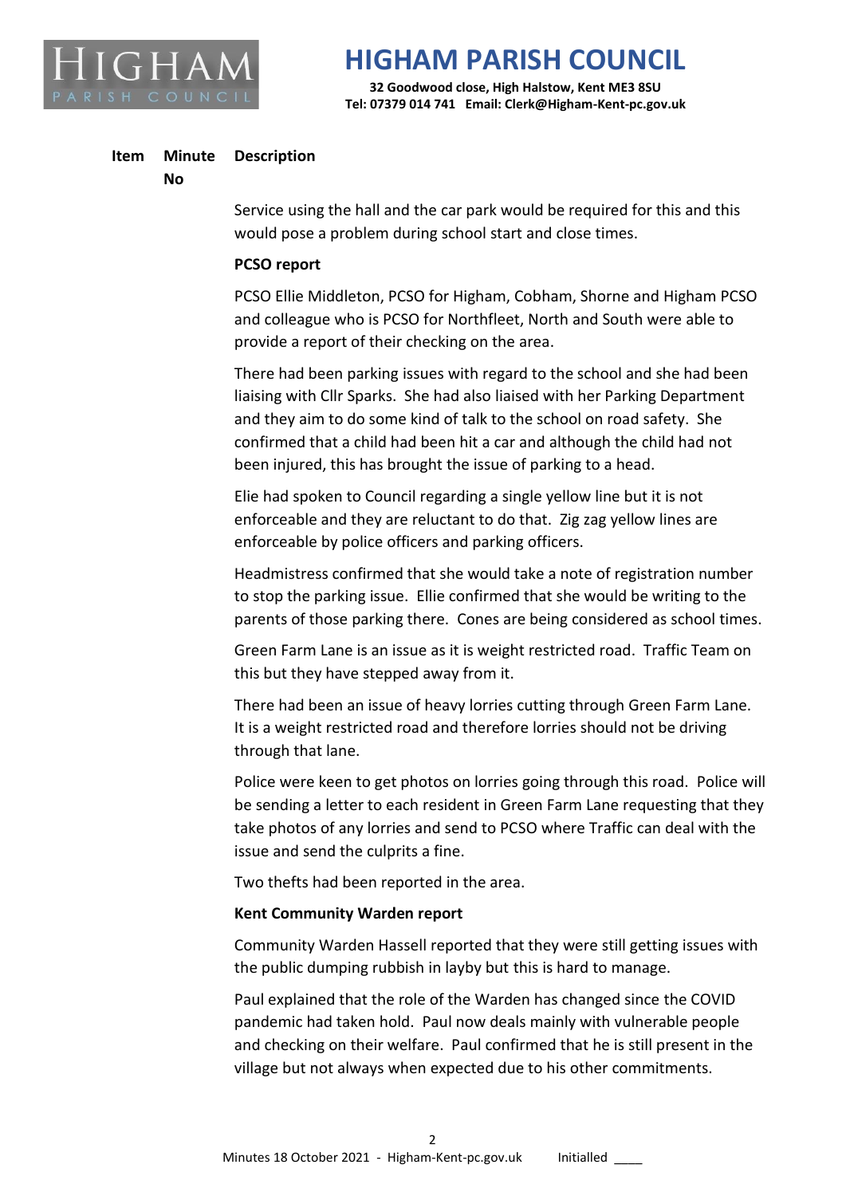| Item | Minute No | Description |
|---|---|---|

Service using the hall and the car park would be required for this and this would pose a problem during school start and close times.

**PCSO report**

PCSO Ellie Middleton, PCSO for Higham, Cobham, Shorne and Higham PCSO and colleague who is PCSO for Northfleet, North and South were able to provide a report of their checking on the area.

There had been parking issues with regard to the school and she had been liaising with Cllr Sparks. She had also liaised with her Parking Department and they aim to do some kind of talk to the school on road safety. She confirmed that a child had been hit a car and although the child had not been injured, this has brought the issue of parking to a head.

Elie had spoken to Council regarding a single yellow line but it is not enforceable and they are reluctant to do that. Zig zag yellow lines are enforceable by police officers and parking officers.

Headmistress confirmed that she would take a note of registration number to stop the parking issue. Ellie confirmed that she would be writing to the parents of those parking there. Cones are being considered as school times.

Green Farm Lane is an issue as it is weight restricted road. Traffic Team on this but they have stepped away from it.

There had been an issue of heavy lorries cutting through Green Farm Lane. It is a weight restricted road and therefore lorries should not be driving through that lane.

Police were keen to get photos on lorries going through this road. Police will be sending a letter to each resident in Green Farm Lane requesting that they take photos of any lorries and send to PCSO where Traffic can deal with the issue and send the culprits a fine.

Two thefts had been reported in the area.

**Kent Community Warden report**

Community Warden Hassell reported that they were still getting issues with the public dumping rubbish in layby but this is hard to manage.

Paul explained that the role of the Warden has changed since the COVID pandemic had taken hold. Paul now deals mainly with vulnerable people and checking on their welfare. Paul confirmed that he is still present in the village but not always when expected due to his other commitments.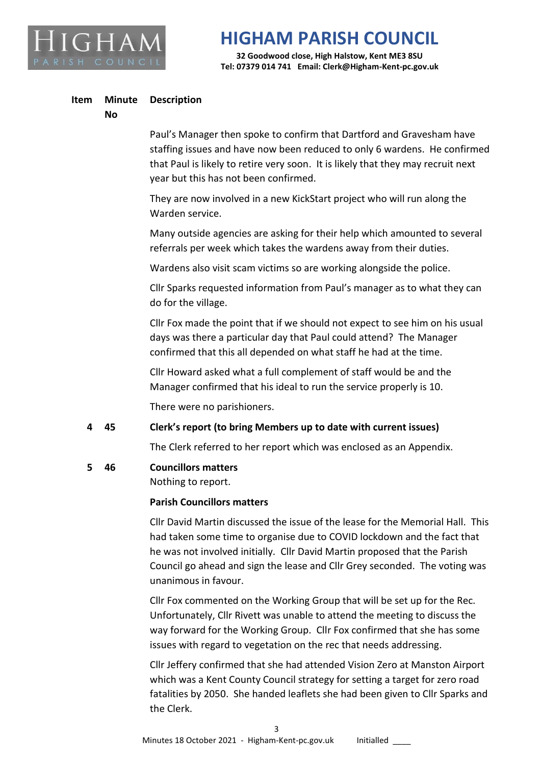| Item | Minute No | Description |
|---|---|---|

Paul's Manager then spoke to confirm that Dartford and Gravesham have staffing issues and have now been reduced to only 6 wardens. He confirmed that Paul is likely to retire very soon. It is likely that they may recruit next year but this has not been confirmed.

They are now involved in a new KickStart project who will run along the Warden service.

Many outside agencies are asking for their help which amounted to several referrals per week which takes the wardens away from their duties.

Wardens also visit scam victims so are working alongside the police.

Cllr Sparks requested information from Paul's manager as to what they can do for the village.

Cllr Fox made the point that if we should not expect to see him on his usual days was there a particular day that Paul could attend? The Manager confirmed that this all depended on what staff he had at the time.

Cllr Howard asked what a full complement of staff would be and the Manager confirmed that his ideal to run the service properly is 10.

There were no parishioners.

**4 45 Clerk's report (to bring Members up to date with current issues)**

The Clerk referred to her report which was enclosed as an Appendix.

**5 46 Councillors matters**

Nothing to report.

**Parish Councillors matters**

Cllr David Martin discussed the issue of the lease for the Memorial Hall. This had taken some time to organise due to COVID lockdown and the fact that he was not involved initially. Cllr David Martin proposed that the Parish Council go ahead and sign the lease and Cllr Grey seconded. The voting was unanimous in favour.

Cllr Fox commented on the Working Group that will be set up for the Rec. Unfortunately, Cllr Rivett was unable to attend the meeting to discuss the way forward for the Working Group. Cllr Fox confirmed that she has some issues with regard to vegetation on the rec that needs addressing.

Cllr Jeffery confirmed that she had attended Vision Zero at Manston Airport which was a Kent County Council strategy for setting a target for zero road fatalities by 2050. She handed leaflets she had been given to Cllr Sparks and the Clerk.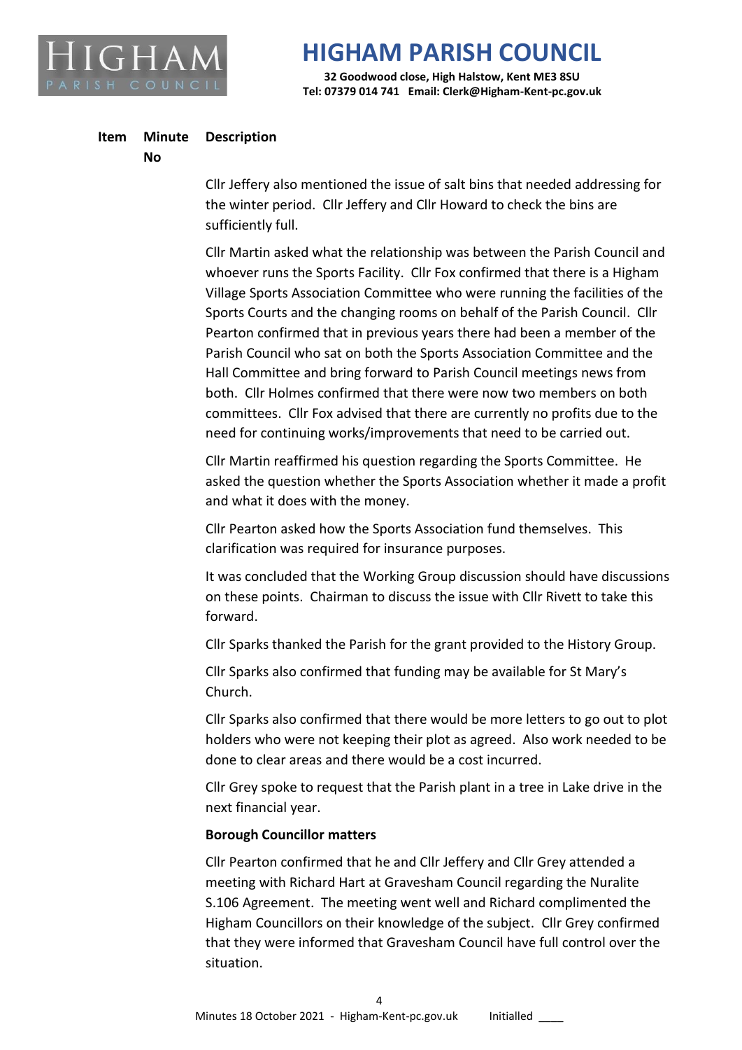| Item | Minute No | Description |
|---|---|---|

Cllr Jeffery also mentioned the issue of salt bins that needed addressing for the winter period. Cllr Jeffery and Cllr Howard to check the bins are sufficiently full.

Cllr Martin asked what the relationship was between the Parish Council and whoever runs the Sports Facility. Cllr Fox confirmed that there is a Higham Village Sports Association Committee who were running the facilities of the Sports Courts and the changing rooms on behalf of the Parish Council. Cllr Pearton confirmed that in previous years there had been a member of the Parish Council who sat on both the Sports Association Committee and the Hall Committee and bring forward to Parish Council meetings news from both. Cllr Holmes confirmed that there were now two members on both committees. Cllr Fox advised that there are currently no profits due to the need for continuing works/improvements that need to be carried out.

Cllr Martin reaffirmed his question regarding the Sports Committee. He asked the question whether the Sports Association whether it made a profit and what it does with the money.

Cllr Pearton asked how the Sports Association fund themselves. This clarification was required for insurance purposes.

It was concluded that the Working Group discussion should have discussions on these points. Chairman to discuss the issue with Cllr Rivett to take this forward.

Cllr Sparks thanked the Parish for the grant provided to the History Group.

Cllr Sparks also confirmed that funding may be available for St Mary's Church.

Cllr Sparks also confirmed that there would be more letters to go out to plot holders who were not keeping their plot as agreed. Also work needed to be done to clear areas and there would be a cost incurred.

Cllr Grey spoke to request that the Parish plant in a tree in Lake drive in the next financial year.

**Borough Councillor matters**

Cllr Pearton confirmed that he and Cllr Jeffery and Cllr Grey attended a meeting with Richard Hart at Gravesham Council regarding the Nuralite S.106 Agreement. The meeting went well and Richard complimented the Higham Councillors on their knowledge of the subject. Cllr Grey confirmed that they were informed that Gravesham Council have full control over the situation.

Initialled ____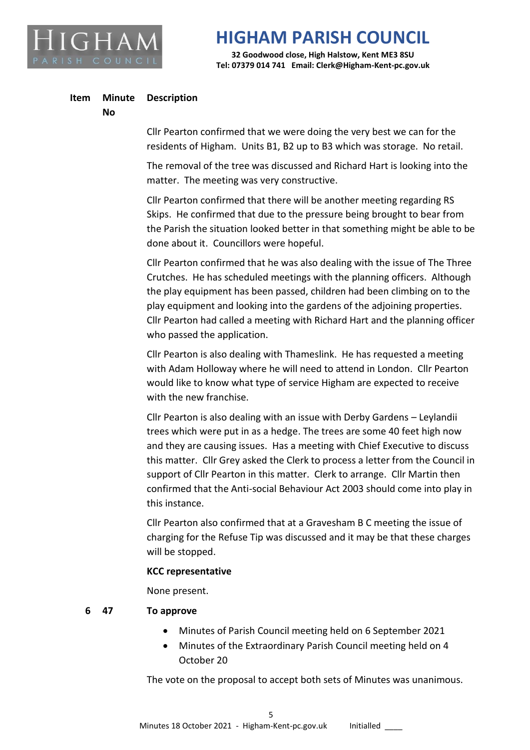| Item | Minute No | Description |
|---|---|---|

Cllr Pearton confirmed that we were doing the very best we can for the residents of Higham. Units B1, B2 up to B3 which was storage. No retail.

The removal of the tree was discussed and Richard Hart is looking into the matter. The meeting was very constructive.

Cllr Pearton confirmed that there will be another meeting regarding RS Skips. He confirmed that due to the pressure being brought to bear from the Parish the situation looked better in that something might be able to be done about it. Councillors were hopeful.

Cllr Pearton confirmed that he was also dealing with the issue of The Three Crutches. He has scheduled meetings with the planning officers. Although the play equipment has been passed, children had been climbing on to the play equipment and looking into the gardens of the adjoining properties. Cllr Pearton had called a meeting with Richard Hart and the planning officer who passed the application.

Cllr Pearton is also dealing with Thameslink. He has requested a meeting with Adam Holloway where he will need to attend in London. Cllr Pearton would like to know what type of service Higham are expected to receive with the new franchise.

Cllr Pearton is also dealing with an issue with Derby Gardens – Leylandii trees which were put in as a hedge. The trees are some 40 feet high now and they are causing issues. Has a meeting with Chief Executive to discuss this matter. Cllr Grey asked the Clerk to process a letter from the Council in support of Cllr Pearton in this matter. Clerk to arrange. Cllr Martin then confirmed that the Anti-social Behaviour Act 2003 should come into play in this instance.

Cllr Pearton also confirmed that at a Gravesham B C meeting the issue of charging for the Refuse Tip was discussed and it may be that these charges will be stopped.

**KCC representative**

None present.

**6 47 To approve**

- Minutes of Parish Council meeting held on 6 September 2021
- Minutes of the Extraordinary Parish Council meeting held on 4 October 20

The vote on the proposal to accept both sets of Minutes was unanimous.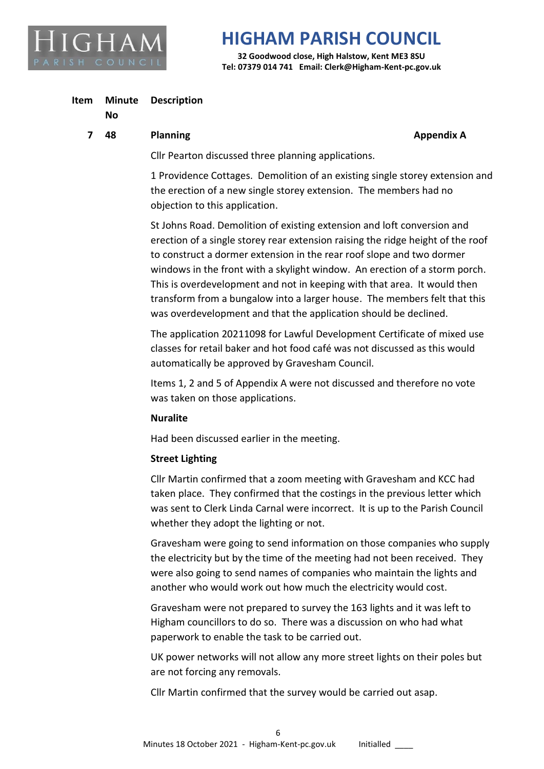| Item | Minute No | Description | |
|---|---|---|---|
| 7 | 48 | **Planning** | **Appendix A** |

Cllr Pearton discussed three planning applications.

1 Providence Cottages. Demolition of an existing single storey extension and the erection of a new single storey extension. The members had no objection to this application.

St Johns Road. Demolition of existing extension and loft conversion and erection of a single storey rear extension raising the ridge height of the roof to construct a dormer extension in the rear roof slope and two dormer windows in the front with a skylight window. An erection of a storm porch. This is overdevelopment and not in keeping with that area. It would then transform from a bungalow into a larger house. The members felt that this was overdevelopment and that the application should be declined.

The application 20211098 for Lawful Development Certificate of mixed use classes for retail baker and hot food café was not discussed as this would automatically be approved by Gravesham Council.

Items 1, 2 and 5 of Appendix A were not discussed and therefore no vote was taken on those applications.

**Nuralite**

Had been discussed earlier in the meeting.

**Street Lighting**

Cllr Martin confirmed that a zoom meeting with Gravesham and KCC had taken place. They confirmed that the costings in the previous letter which was sent to Clerk Linda Carnal were incorrect. It is up to the Parish Council whether they adopt the lighting or not.

Gravesham were going to send information on those companies who supply the electricity but by the time of the meeting had not been received. They were also going to send names of companies who maintain the lights and another who would work out how much the electricity would cost.

Gravesham were not prepared to survey the 163 lights and it was left to Higham councillors to do so. There was a discussion on who had what paperwork to enable the task to be carried out.

UK power networks will not allow any more street lights on their poles but are not forcing any removals.

Cllr Martin confirmed that the survey would be carried out asap.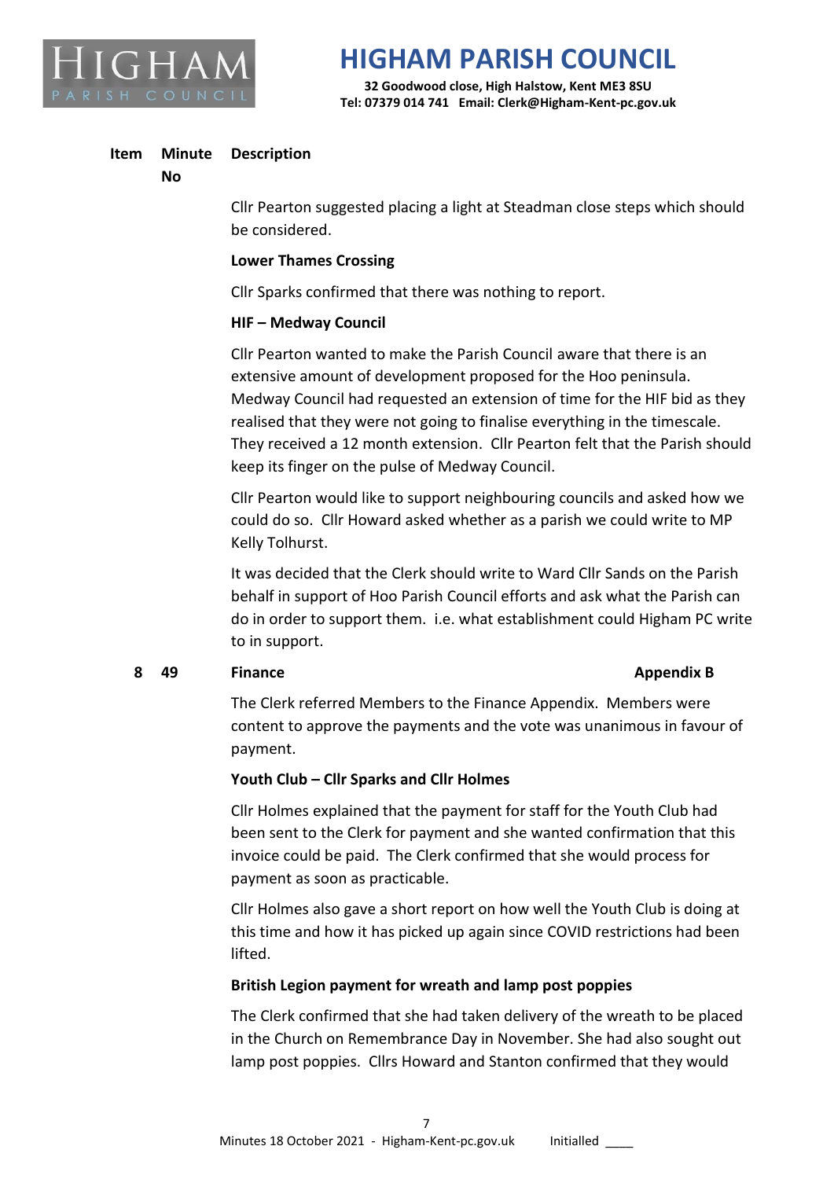| Item | Minute No | Description |
|---|---|---|

Cllr Pearton suggested placing a light at Steadman close steps which should be considered.

**Lower Thames Crossing**

Cllr Sparks confirmed that there was nothing to report.

**HIF – Medway Council**

Cllr Pearton wanted to make the Parish Council aware that there is an extensive amount of development proposed for the Hoo peninsula. Medway Council had requested an extension of time for the HIF bid as they realised that they were not going to finalise everything in the timescale. They received a 12 month extension. Cllr Pearton felt that the Parish should keep its finger on the pulse of Medway Council.

Cllr Pearton would like to support neighbouring councils and asked how we could do so. Cllr Howard asked whether as a parish we could write to MP Kelly Tolhurst.

It was decided that the Clerk should write to Ward Cllr Sands on the Parish behalf in support of Hoo Parish Council efforts and ask what the Parish can do in order to support them. i.e. what establishment could Higham PC write to in support.

**8 &nbsp; 49 &nbsp; Finance &nbsp; Appendix B**

The Clerk referred Members to the Finance Appendix. Members were content to approve the payments and the vote was unanimous in favour of payment.

**Youth Club – Cllr Sparks and Cllr Holmes**

Cllr Holmes explained that the payment for staff for the Youth Club had been sent to the Clerk for payment and she wanted confirmation that this invoice could be paid. The Clerk confirmed that she would process for payment as soon as practicable.

Cllr Holmes also gave a short report on how well the Youth Club is doing at this time and how it has picked up again since COVID restrictions had been lifted.

**British Legion payment for wreath and lamp post poppies**

The Clerk confirmed that she had taken delivery of the wreath to be placed in the Church on Remembrance Day in November. She had also sought out lamp post poppies. Cllrs Howard and Stanton confirmed that they would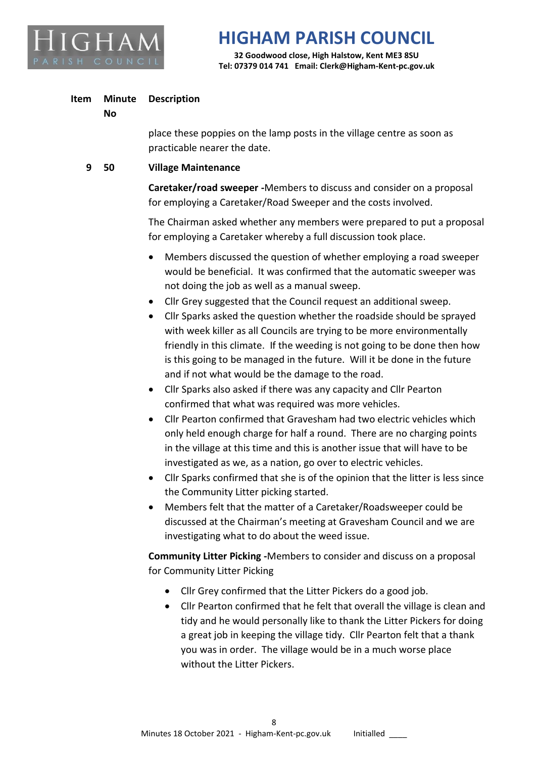| Item | Minute No | Description |
|---|---|---|
| | | place these poppies on the lamp posts in the village centre as soon as practicable nearer the date. |
| 9 | 50 | **Village Maintenance** |

**Caretaker/road sweeper -**Members to discuss and consider on a proposal for employing a Caretaker/Road Sweeper and the costs involved.

The Chairman asked whether any members were prepared to put a proposal for employing a Caretaker whereby a full discussion took place.

- Members discussed the question of whether employing a road sweeper would be beneficial. It was confirmed that the automatic sweeper was not doing the job as well as a manual sweep.
- Cllr Grey suggested that the Council request an additional sweep.
- Cllr Sparks asked the question whether the roadside should be sprayed with week killer as all Councils are trying to be more environmentally friendly in this climate. If the weeding is not going to be done then how is this going to be managed in the future. Will it be done in the future and if not what would be the damage to the road.
- Cllr Sparks also asked if there was any capacity and Cllr Pearton confirmed that what was required was more vehicles.
- Cllr Pearton confirmed that Gravesham had two electric vehicles which only held enough charge for half a round. There are no charging points in the village at this time and this is another issue that will have to be investigated as we, as a nation, go over to electric vehicles.
- Cllr Sparks confirmed that she is of the opinion that the litter is less since the Community Litter picking started.
- Members felt that the matter of a Caretaker/Roadsweeper could be discussed at the Chairman's meeting at Gravesham Council and we are investigating what to do about the weed issue.

**Community Litter Picking -**Members to consider and discuss on a proposal for Community Litter Picking

- Cllr Grey confirmed that the Litter Pickers do a good job.
- Cllr Pearton confirmed that he felt that overall the village is clean and tidy and he would personally like to thank the Litter Pickers for doing a great job in keeping the village tidy. Cllr Pearton felt that a thank you was in order. The village would be in a much worse place without the Litter Pickers.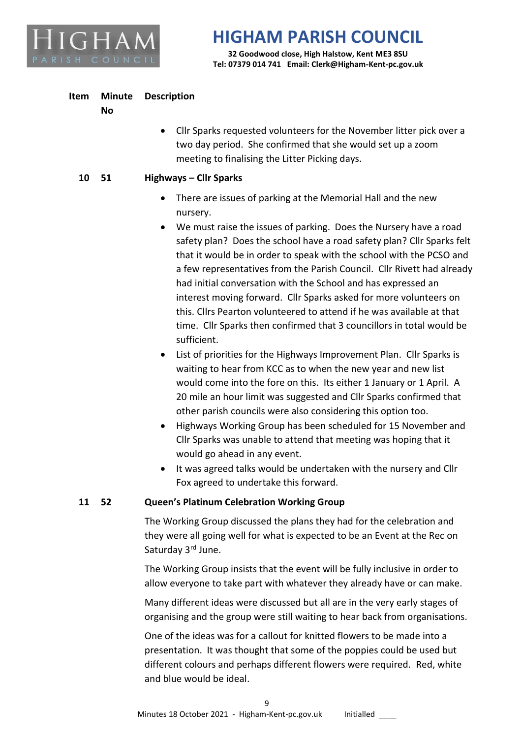| Item | Minute No | Description |
|---|---|---|

- Cllr Sparks requested volunteers for the November litter pick over a two day period. She confirmed that she would set up a zoom meeting to finalising the Litter Picking days.

**10 51 Highways – Cllr Sparks**

- There are issues of parking at the Memorial Hall and the new nursery.
- We must raise the issues of parking. Does the Nursery have a road safety plan? Does the school have a road safety plan? Cllr Sparks felt that it would be in order to speak with the school with the PCSO and a few representatives from the Parish Council. Cllr Rivett had already had initial conversation with the School and has expressed an interest moving forward. Cllr Sparks asked for more volunteers on this. Cllrs Pearton volunteered to attend if he was available at that time. Cllr Sparks then confirmed that 3 councillors in total would be sufficient.
- List of priorities for the Highways Improvement Plan. Cllr Sparks is waiting to hear from KCC as to when the new year and new list would come into the fore on this. Its either 1 January or 1 April. A 20 mile an hour limit was suggested and Cllr Sparks confirmed that other parish councils were also considering this option too.
- Highways Working Group has been scheduled for 15 November and Cllr Sparks was unable to attend that meeting was hoping that it would go ahead in any event.
- It was agreed talks would be undertaken with the nursery and Cllr Fox agreed to undertake this forward.

**11 52 Queen's Platinum Celebration Working Group**

The Working Group discussed the plans they had for the celebration and they were all going well for what is expected to be an Event at the Rec on Saturday 3rd June.

The Working Group insists that the event will be fully inclusive in order to allow everyone to take part with whatever they already have or can make.

Many different ideas were discussed but all are in the very early stages of organising and the group were still waiting to hear back from organisations.

One of the ideas was for a callout for knitted flowers to be made into a presentation. It was thought that some of the poppies could be used but different colours and perhaps different flowers were required. Red, white and blue would be ideal.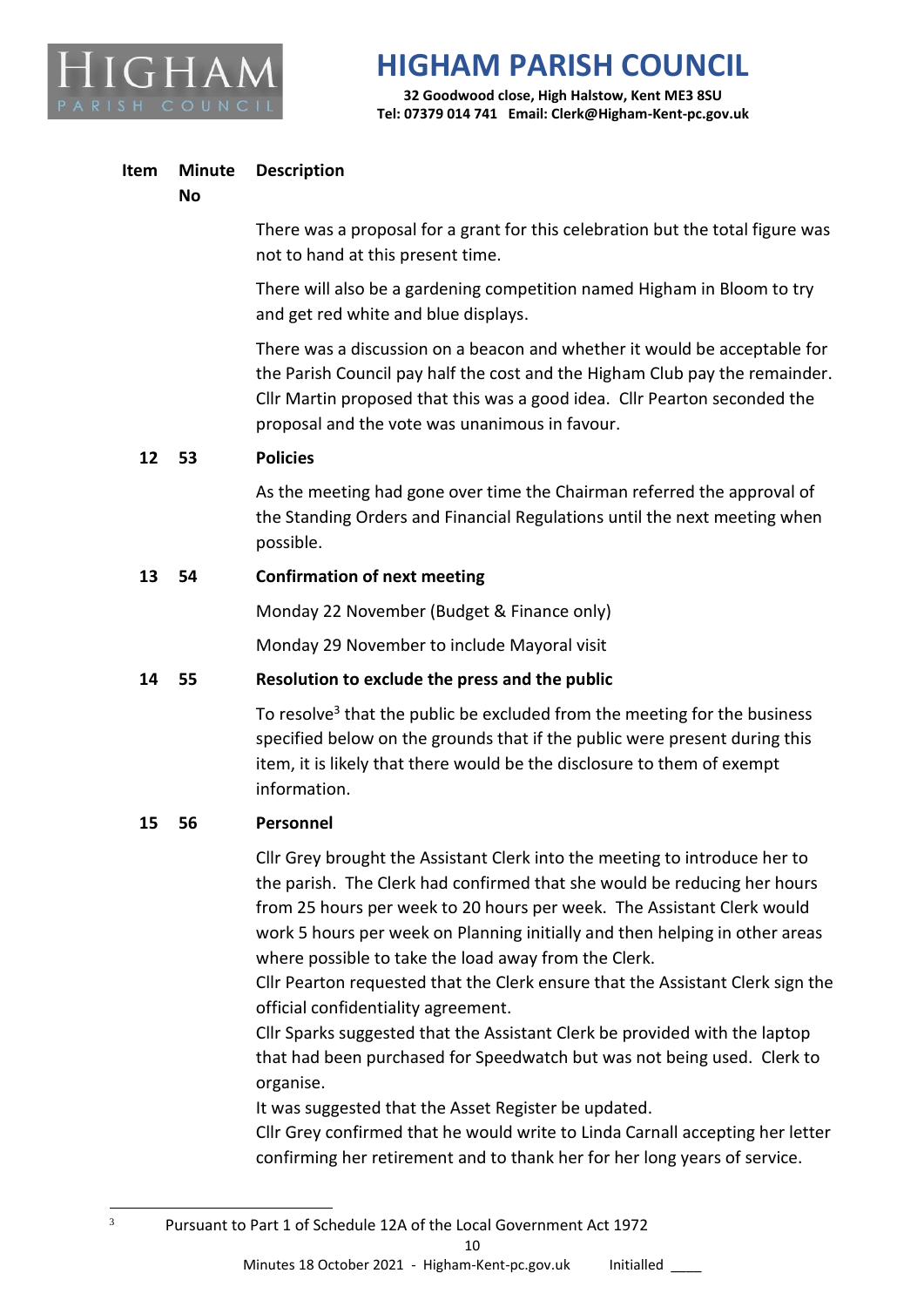| Item | Minute No | Description |
|---|---|---|
| | | There was a proposal for a grant for this celebration but the total figure was not to hand at this present time. |
| | | There will also be a gardening competition named Higham in Bloom to try and get red white and blue displays. |
| | | There was a discussion on a beacon and whether it would be acceptable for the Parish Council pay half the cost and the Higham Club pay the remainder. Cllr Martin proposed that this was a good idea. Cllr Pearton seconded the proposal and the vote was unanimous in favour. |
| **12** | **53** | **Policies** |
| | | As the meeting had gone over time the Chairman referred the approval of the Standing Orders and Financial Regulations until the next meeting when possible. |
| **13** | **54** | **Confirmation of next meeting** |
| | | Monday 22 November (Budget & Finance only) |
| | | Monday 29 November to include Mayoral visit |
| **14** | **55** | **Resolution to exclude the press and the public** |
| | | To resolve[3] that the public be excluded from the meeting for the business specified below on the grounds that if the public were present during this item, it is likely that there would be the disclosure to them of exempt information. |
| **15** | **56** | **Personnel** |
| | | Cllr Grey brought the Assistant Clerk into the meeting to introduce her to the parish. The Clerk had confirmed that she would be reducing her hours from 25 hours per week to 20 hours per week. The Assistant Clerk would work 5 hours per week on Planning initially and then helping in other areas where possible to take the load away from the Clerk. Cllr Pearton requested that the Clerk ensure that the Assistant Clerk sign the official confidentiality agreement. Cllr Sparks suggested that the Assistant Clerk be provided with the laptop that had been purchased for Speedwatch but was not being used. Clerk to organise. It was suggested that the Asset Register be updated. Cllr Grey confirmed that he would write to Linda Carnall accepting her letter confirming her retirement and to thank her for her long years of service. |

[3] Pursuant to Part 1 of Schedule 12A of the Local Government Act 1972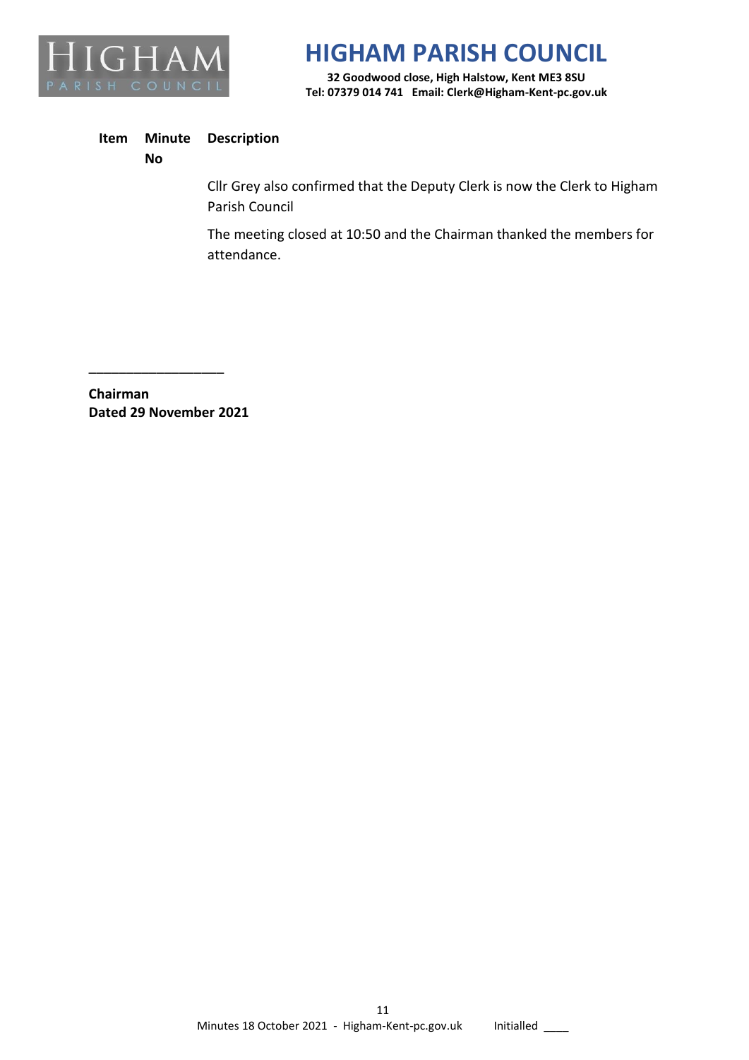| Item | Minute No | Description |
|---|---|---|
| | | Cllr Grey also confirmed that the Deputy Clerk is now the Clerk to Higham Parish Council |
| | | The meeting closed at 10:50 and the Chairman thanked the members for attendance. |

___________________

**Chairman**
**Dated 29 November 2021**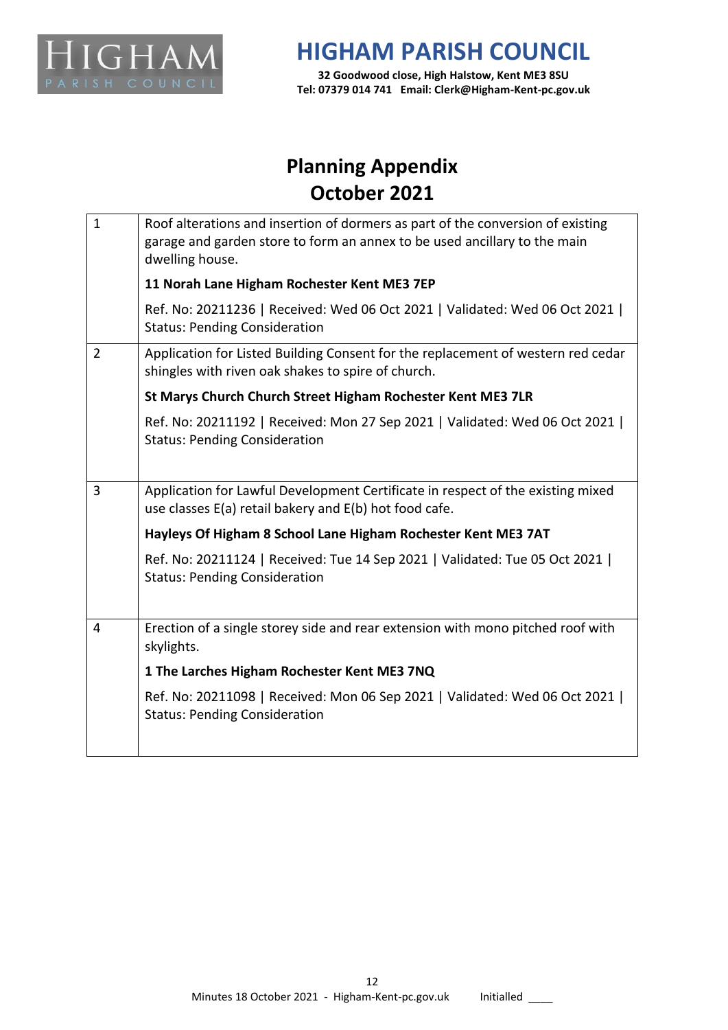# HIGHAM PARISH COUNCIL

**32 Goodwood close, High Halstow, Kent ME3 8SU**
**Tel: 07379 014 741 Email: Clerk@Higham-Kent-pc.gov.uk**

## Planning Appendix
## October 2021

| | |
|---|---|
| 1 | Roof alterations and insertion of dormers as part of the conversion of existing garage and garden store to form an annex to be used ancillary to the main dwelling house.<br>**11 Norah Lane Higham Rochester Kent ME3 7EP**<br>Ref. No: 20211236 \| Received: Wed 06 Oct 2021 \| Validated: Wed 06 Oct 2021 \| Status: Pending Consideration |
| 2 | Application for Listed Building Consent for the replacement of western red cedar shingles with riven oak shakes to spire of church.<br>**St Marys Church Church Street Higham Rochester Kent ME3 7LR**<br>Ref. No: 20211192 \| Received: Mon 27 Sep 2021 \| Validated: Wed 06 Oct 2021 \| Status: Pending Consideration |
| 3 | Application for Lawful Development Certificate in respect of the existing mixed use classes E(a) retail bakery and E(b) hot food cafe.<br>**Hayleys Of Higham 8 School Lane Higham Rochester Kent ME3 7AT**<br>Ref. No: 20211124 \| Received: Tue 14 Sep 2021 \| Validated: Tue 05 Oct 2021 \| Status: Pending Consideration |
| 4 | Erection of a single storey side and rear extension with mono pitched roof with skylights.<br>**1 The Larches Higham Rochester Kent ME3 7NQ**<br>Ref. No: 20211098 \| Received: Mon 06 Sep 2021 \| Validated: Wed 06 Oct 2021 \| Status: Pending Consideration |

Minutes 18 October 2021 - Higham-Kent-pc.gov.uk Initialled ____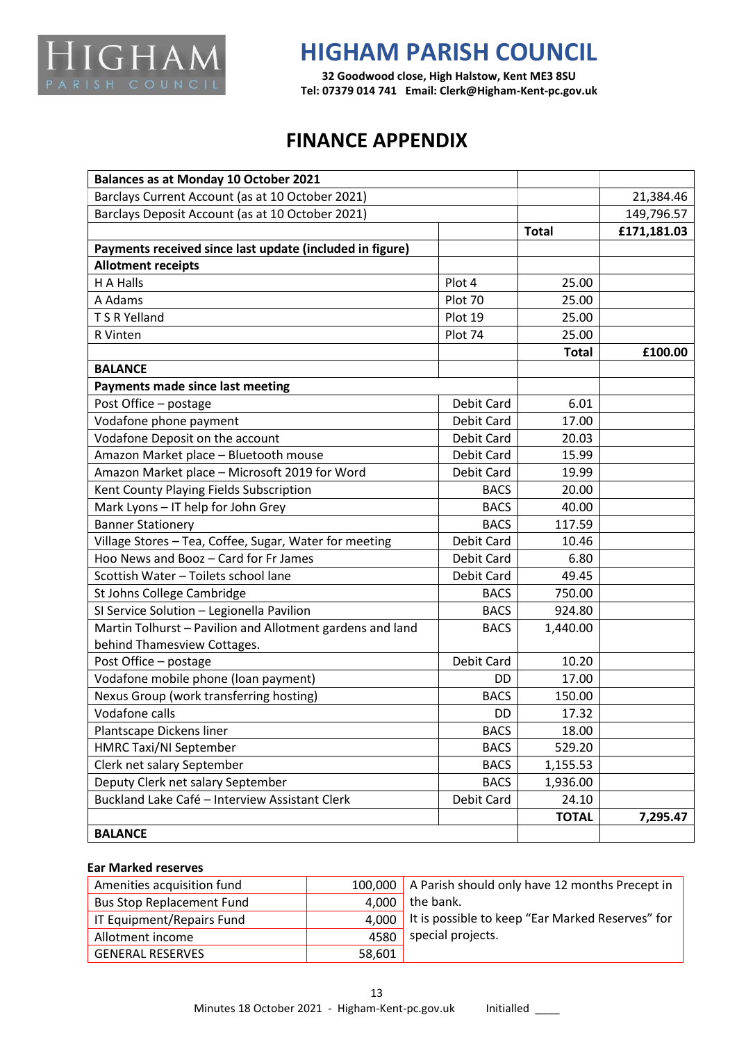# HIGHAM PARISH COUNCIL

**32 Goodwood close, High Halstow, Kent ME3 8SU**
**Tel: 07379 014 741 Email: Clerk@Higham-Kent-pc.gov.uk**

## FINANCE APPENDIX

| | | | |
|---|---|---|---|
| **Balances as at Monday 10 October 2021** | | | |
| Barclays Current Account (as at 10 October 2021) | | | 21,384.46 |
| Barclays Deposit Account (as at 10 October 2021) | | | 149,796.57 |
| | | **Total** | **£171,181.03** |
| **Payments received since last update (included in figure)** | | | |
| **Allotment receipts** | | | |
| H A Halls | Plot 4 | 25.00 | |
| A Adams | Plot 70 | 25.00 | |
| T S R Yelland | Plot 19 | 25.00 | |
| R Vinten | Plot 74 | 25.00 | |
| | | **Total** | **£100.00** |
| **BALANCE** | | | |
| **Payments made since last meeting** | | | |
| Post Office – postage | Debit Card | 6.01 | |
| Vodafone phone payment | Debit Card | 17.00 | |
| Vodafone Deposit on the account | Debit Card | 20.03 | |
| Amazon Market place – Bluetooth mouse | Debit Card | 15.99 | |
| Amazon Market place – Microsoft 2019 for Word | Debit Card | 19.99 | |
| Kent County Playing Fields Subscription | BACS | 20.00 | |
| Mark Lyons – IT help for John Grey | BACS | 40.00 | |
| Banner Stationery | BACS | 117.59 | |
| Village Stores – Tea, Coffee, Sugar, Water for meeting | Debit Card | 10.46 | |
| Hoo News and Booz – Card for Fr James | Debit Card | 6.80 | |
| Scottish Water – Toilets school lane | Debit Card | 49.45 | |
| St Johns College Cambridge | BACS | 750.00 | |
| SI Service Solution – Legionella Pavilion | BACS | 924.80 | |
| Martin Tolhurst – Pavilion and Allotment gardens and land behind Thamesview Cottages. | BACS | 1,440.00 | |
| Post Office – postage | Debit Card | 10.20 | |
| Vodafone mobile phone (loan payment) | DD | 17.00 | |
| Nexus Group (work transferring hosting) | BACS | 150.00 | |
| Vodafone calls | DD | 17.32 | |
| Plantscape Dickens liner | BACS | 18.00 | |
| HMRC Taxi/NI September | BACS | 529.20 | |
| Clerk net salary September | BACS | 1,155.53 | |
| Deputy Clerk net salary September | BACS | 1,936.00 | |
| Buckland Lake Café – Interview Assistant Clerk | Debit Card | 24.10 | |
| | | **TOTAL** | **7,295.47** |
| **BALANCE** | | | |

**Ear Marked reserves**

| | | |
|---|---|---|
| Amenities acquisition fund | 100,000 | A Parish should only have 12 months Precept in the bank. It is possible to keep "Ear Marked Reserves" for special projects. |
| Bus Stop Replacement Fund | 4,000 | |
| IT Equipment/Repairs Fund | 4,000 | |
| Allotment income | 4580 | |
| GENERAL RESERVES | 58,601 | |

Minutes 18 October 2021 - Higham-Kent-pc.gov.uk Initialled ____